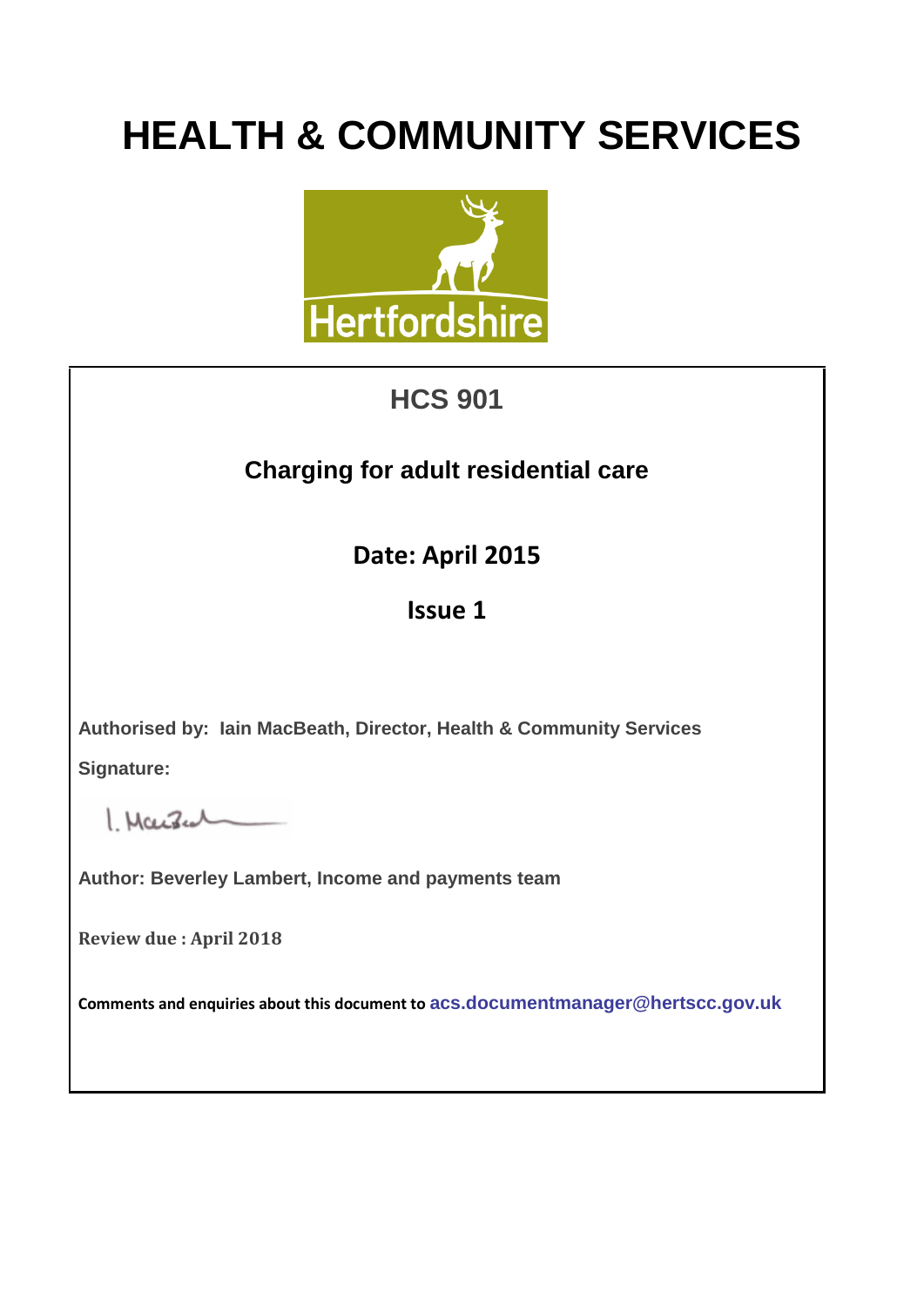# HEALTH & COMMUNITY SERVICES

## HCS 901

## Charging for adult residential care

**Date: April 2015**

**Issue 1**

**Authorised by: Iain MacBeath, Director, Health & Community Services**

**Signature:**

**Author: Beverley Lambert, Income and payments team**

**Review due : April 2018**

**Comments and enquiries about this document to** acs.documentmanager@hertscc.gov.uk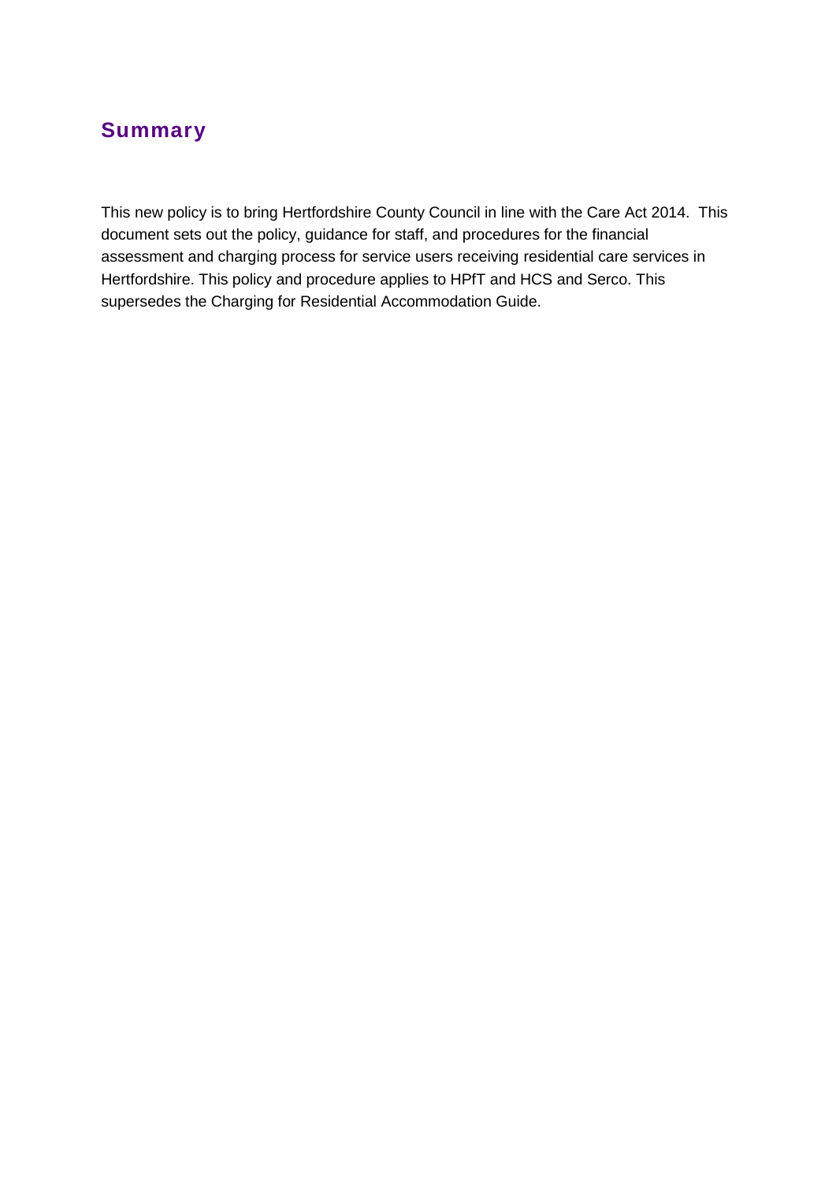## Summary

This new policy is to bring Hertfordshire County Council in line with the Care Act 2014. This document sets out the policy, guidance for staff, and procedures for the financial assessment and charging process for service users receiving residential care services in Hertfordshire. This policy and procedure applies to HPfT and HCS and Serco. This supersedes the Charging for Residential Accommodation Guide.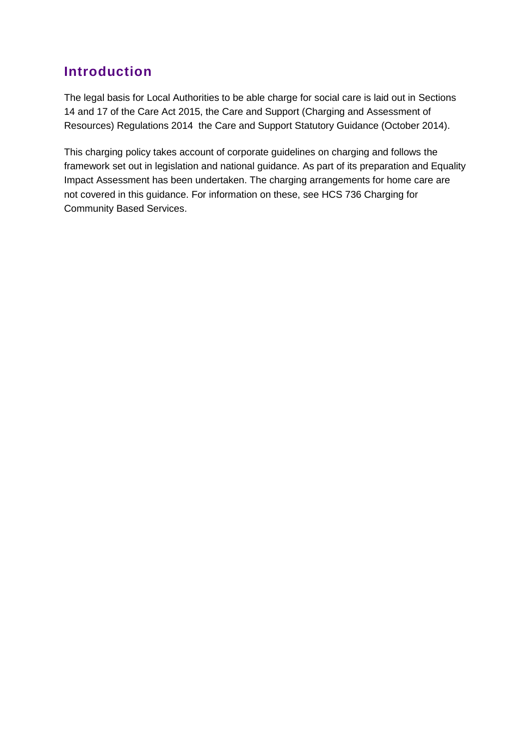## Introduction

The legal basis for Local Authorities to be able charge for social care is laid out in Sections 14 and 17 of the Care Act 2015, the Care and Support (Charging and Assessment of Resources) Regulations 2014 the Care and Support Statutory Guidance (October 2014).

This charging policy takes account of corporate guidelines on charging and follows the framework set out in legislation and national guidance. As part of its preparation and Equality Impact Assessment has been undertaken. The charging arrangements for home care are not covered in this guidance. For information on these, see HCS 736 Charging for Community Based Services.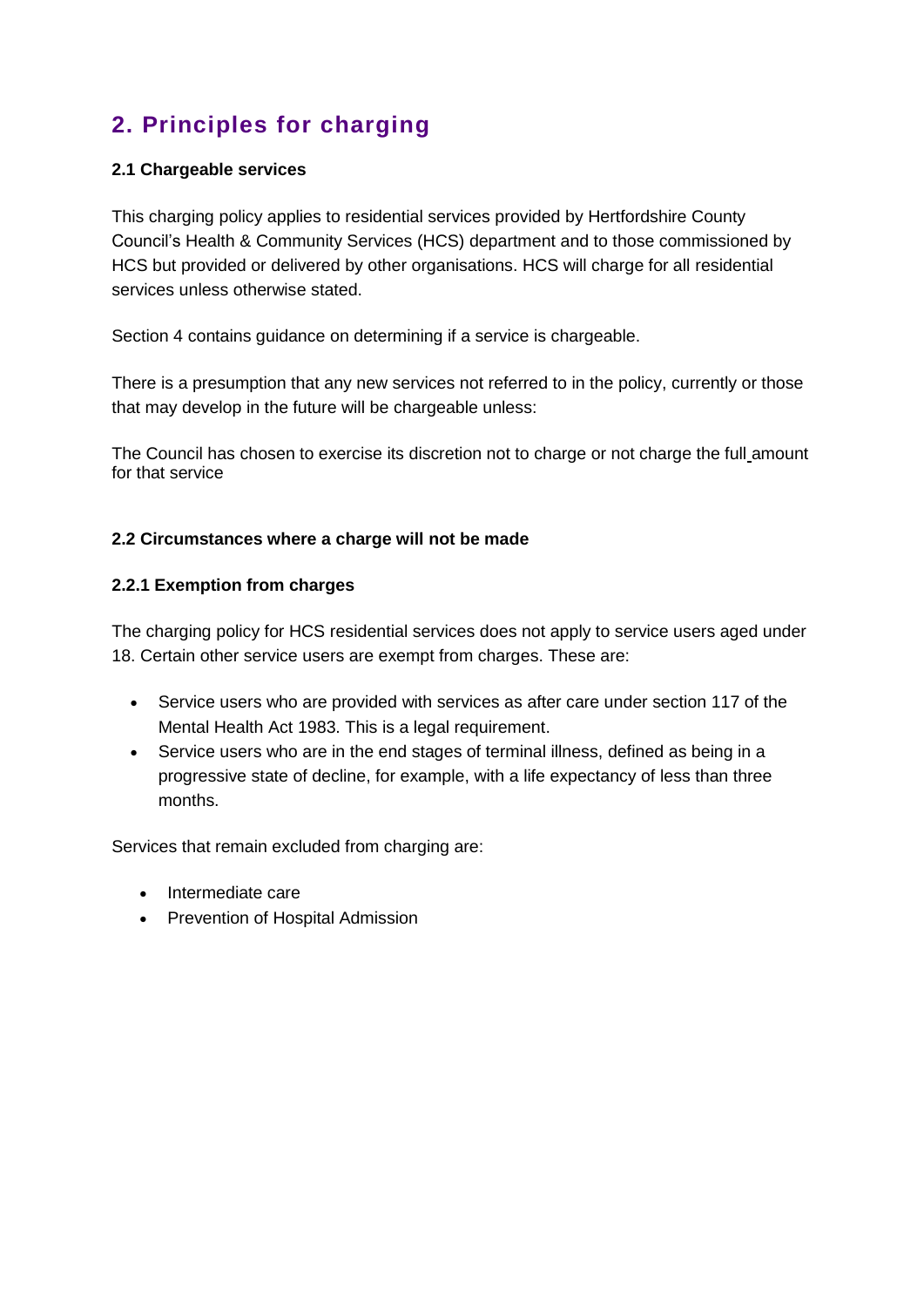## 2. Principles for charging

### 2.1 Chargeable services

This charging policy applies to residential services provided by Hertfordshire County Council's Health & Community Services (HCS) department and to those commissioned by HCS but provided or delivered by other organisations. HCS will charge for all residential services unless otherwise stated.

Section 4 contains guidance on determining if a service is chargeable.

There is a presumption that any new services not referred to in the policy, currently or those that may develop in the future will be chargeable unless:

The Council has chosen to exercise its discretion not to charge or not charge the full amount for that service

### 2.2 Circumstances where a charge will not be made

#### 2.2.1 Exemption from charges

The charging policy for HCS residential services does not apply to service users aged under 18. Certain other service users are exempt from charges. These are:

- Service users who are provided with services as after care under section 117 of the Mental Health Act 1983. This is a legal requirement.
- Service users who are in the end stages of terminal illness, defined as being in a progressive state of decline, for example, with a life expectancy of less than three months.

Services that remain excluded from charging are:

- Intermediate care
- Prevention of Hospital Admission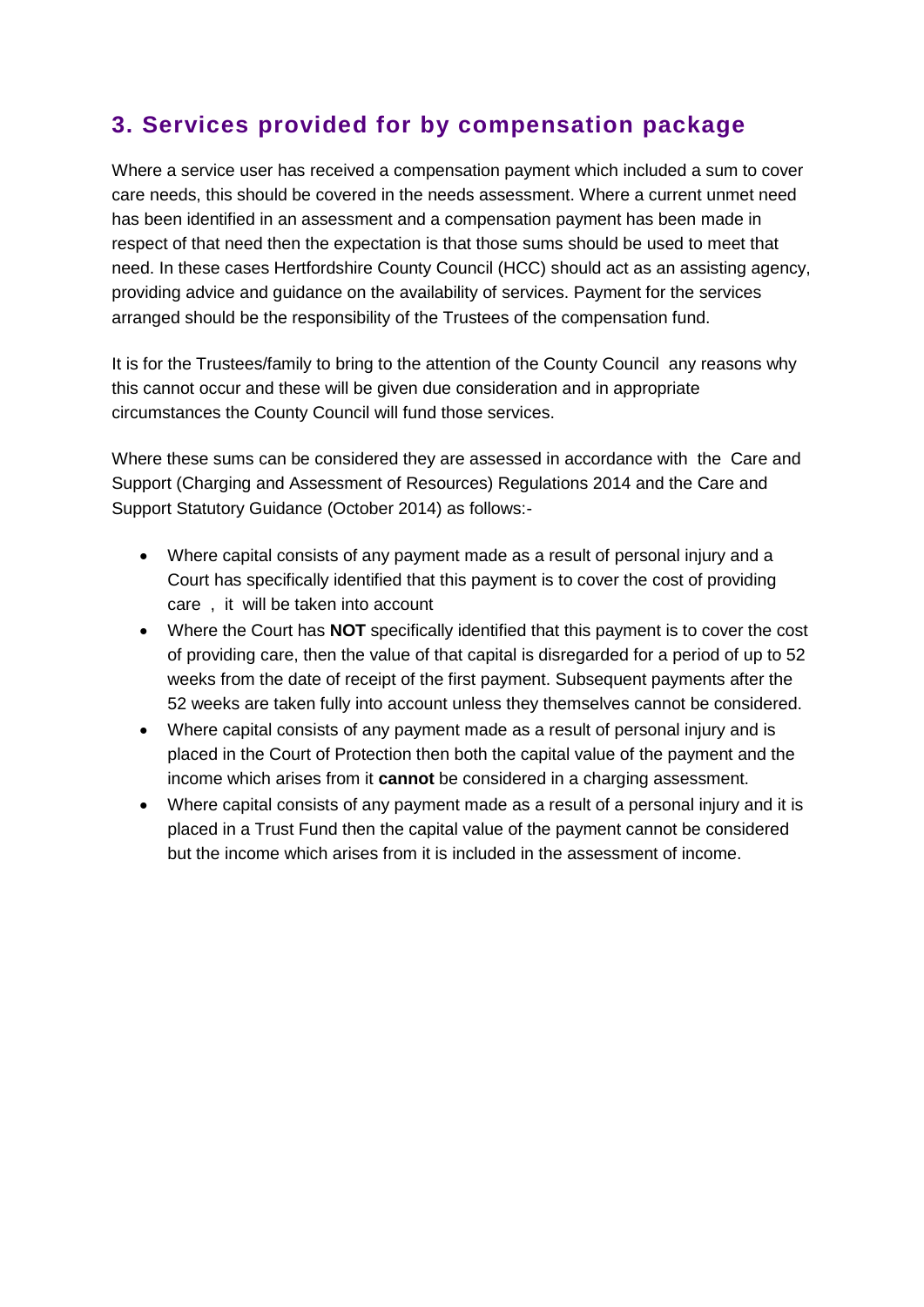## 3. Services provided for by compensation package

Where a service user has received a compensation payment which included a sum to cover care needs, this should be covered in the needs assessment. Where a current unmet need has been identified in an assessment and a compensation payment has been made in respect of that need then the expectation is that those sums should be used to meet that need. In these cases Hertfordshire County Council (HCC) should act as an assisting agency, providing advice and guidance on the availability of services. Payment for the services arranged should be the responsibility of the Trustees of the compensation fund.

It is for the Trustees/family to bring to the attention of the County Council any reasons why this cannot occur and these will be given due consideration and in appropriate circumstances the County Council will fund those services.

Where these sums can be considered they are assessed in accordance with the Care and Support (Charging and Assessment of Resources) Regulations 2014 and the Care and Support Statutory Guidance (October 2014) as follows:-

- Where capital consists of any payment made as a result of personal injury and a Court has specifically identified that this payment is to cover the cost of providing care , it will be taken into account
- Where the Court has **NOT** specifically identified that this payment is to cover the cost of providing care, then the value of that capital is disregarded for a period of up to 52 weeks from the date of receipt of the first payment. Subsequent payments after the 52 weeks are taken fully into account unless they themselves cannot be considered.
- Where capital consists of any payment made as a result of personal injury and is placed in the Court of Protection then both the capital value of the payment and the income which arises from it **cannot** be considered in a charging assessment.
- Where capital consists of any payment made as a result of a personal injury and it is placed in a Trust Fund then the capital value of the payment cannot be considered but the income which arises from it is included in the assessment of income.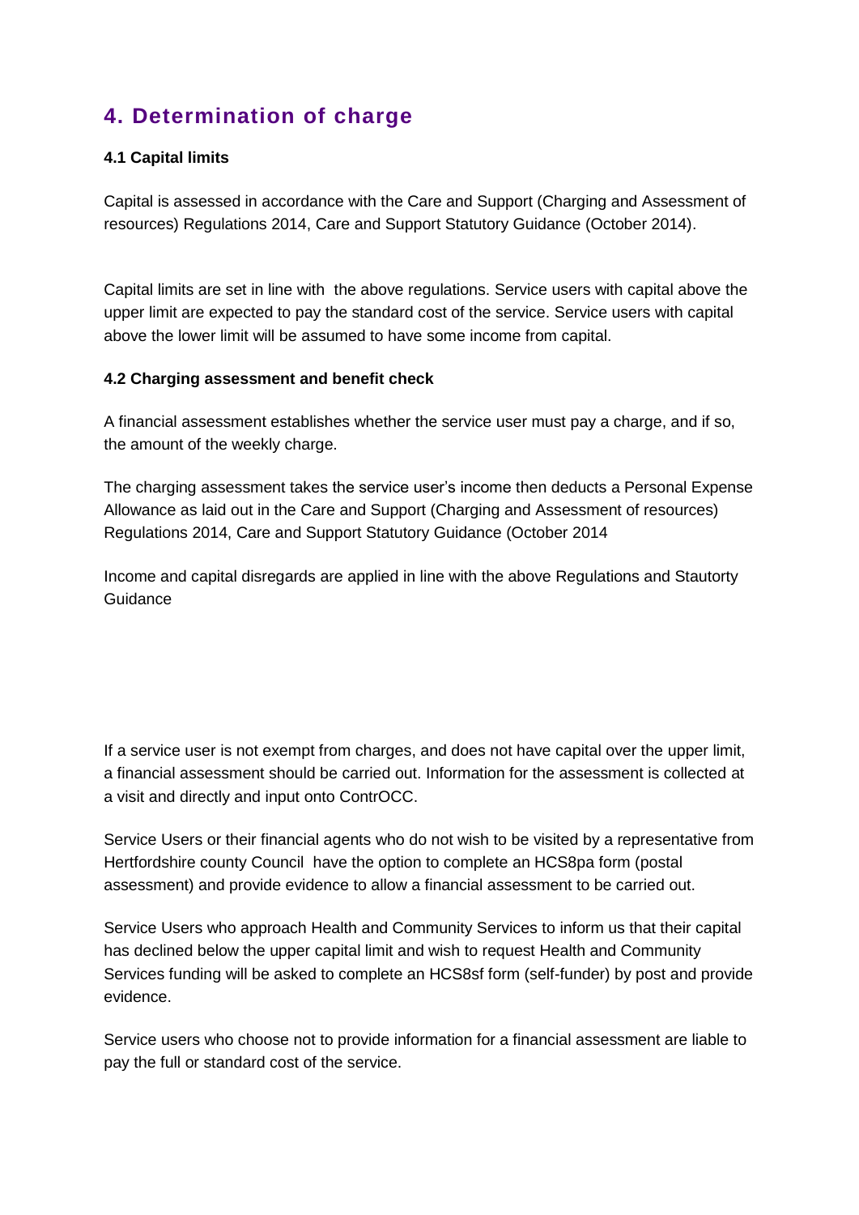## 4. Determination of charge

### 4.1 Capital limits

Capital is assessed in accordance with the Care and Support (Charging and Assessment of resources) Regulations 2014, Care and Support Statutory Guidance (October 2014).

Capital limits are set in line with the above regulations. Service users with capital above the upper limit are expected to pay the standard cost of the service. Service users with capital above the lower limit will be assumed to have some income from capital.

### 4.2 Charging assessment and benefit check

A financial assessment establishes whether the service user must pay a charge, and if so, the amount of the weekly charge.

The charging assessment takes the service user's income then deducts a Personal Expense Allowance as laid out in the Care and Support (Charging and Assessment of resources) Regulations 2014, Care and Support Statutory Guidance (October 2014

Income and capital disregards are applied in line with the above Regulations and Stautorty Guidance

If a service user is not exempt from charges, and does not have capital over the upper limit, a financial assessment should be carried out. Information for the assessment is collected at a visit and directly and input onto ContrOCC.

Service Users or their financial agents who do not wish to be visited by a representative from Hertfordshire county Council have the option to complete an HCS8pa form (postal assessment) and provide evidence to allow a financial assessment to be carried out.

Service Users who approach Health and Community Services to inform us that their capital has declined below the upper capital limit and wish to request Health and Community Services funding will be asked to complete an HCS8sf form (self-funder) by post and provide evidence.

Service users who choose not to provide information for a financial assessment are liable to pay the full or standard cost of the service.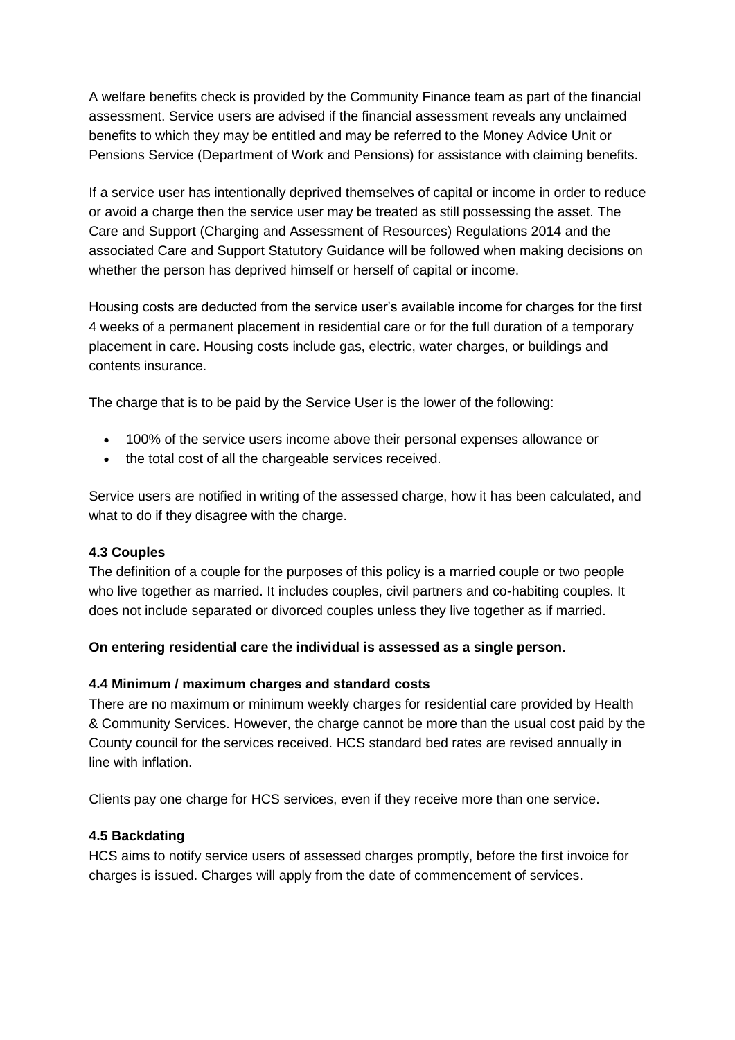A welfare benefits check is provided by the Community Finance team as part of the financial assessment. Service users are advised if the financial assessment reveals any unclaimed benefits to which they may be entitled and may be referred to the Money Advice Unit or Pensions Service (Department of Work and Pensions) for assistance with claiming benefits.

If a service user has intentionally deprived themselves of capital or income in order to reduce or avoid a charge then the service user may be treated as still possessing the asset. The Care and Support (Charging and Assessment of Resources) Regulations 2014 and the associated Care and Support Statutory Guidance will be followed when making decisions on whether the person has deprived himself or herself of capital or income.

Housing costs are deducted from the service user's available income for charges for the first 4 weeks of a permanent placement in residential care or for the full duration of a temporary placement in care. Housing costs include gas, electric, water charges, or buildings and contents insurance.

The charge that is to be paid by the Service User is the lower of the following:

- 100% of the service users income above their personal expenses allowance or
- the total cost of all the chargeable services received.

Service users are notified in writing of the assessed charge, how it has been calculated, and what to do if they disagree with the charge.

#### 4.3 Couples

The definition of a couple for the purposes of this policy is a married couple or two people who live together as married. It includes couples, civil partners and co-habiting couples. It does not include separated or divorced couples unless they live together as if married.

**On entering residential care the individual is assessed as a single person.**

#### 4.4 Minimum / maximum charges and standard costs

There are no maximum or minimum weekly charges for residential care provided by Health & Community Services. However, the charge cannot be more than the usual cost paid by the County council for the services received. HCS standard bed rates are revised annually in line with inflation.

Clients pay one charge for HCS services, even if they receive more than one service.

#### 4.5 Backdating

HCS aims to notify service users of assessed charges promptly, before the first invoice for charges is issued. Charges will apply from the date of commencement of services.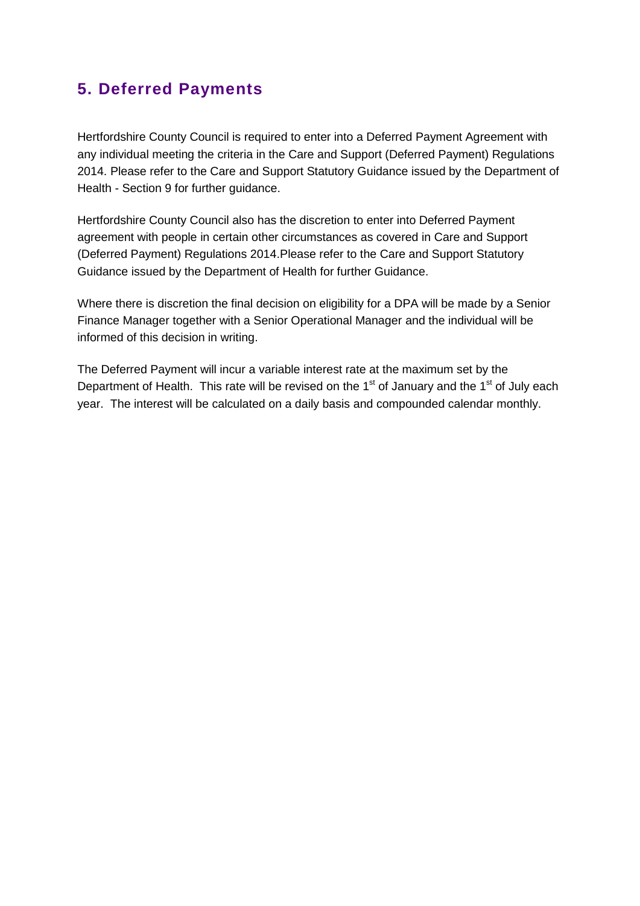## 5. Deferred Payments

Hertfordshire County Council is required to enter into a Deferred Payment Agreement with any individual meeting the criteria in the Care and Support (Deferred Payment) Regulations 2014. Please refer to the Care and Support Statutory Guidance issued by the Department of Health - Section 9 for further guidance.

Hertfordshire County Council also has the discretion to enter into Deferred Payment agreement with people in certain other circumstances as covered in Care and Support (Deferred Payment) Regulations 2014.Please refer to the Care and Support Statutory Guidance issued by the Department of Health for further Guidance.

Where there is discretion the final decision on eligibility for a DPA will be made by a Senior Finance Manager together with a Senior Operational Manager and the individual will be informed of this decision in writing.

The Deferred Payment will incur a variable interest rate at the maximum set by the Department of Health. This rate will be revised on the 1st of January and the 1st of July each year. The interest will be calculated on a daily basis and compounded calendar monthly.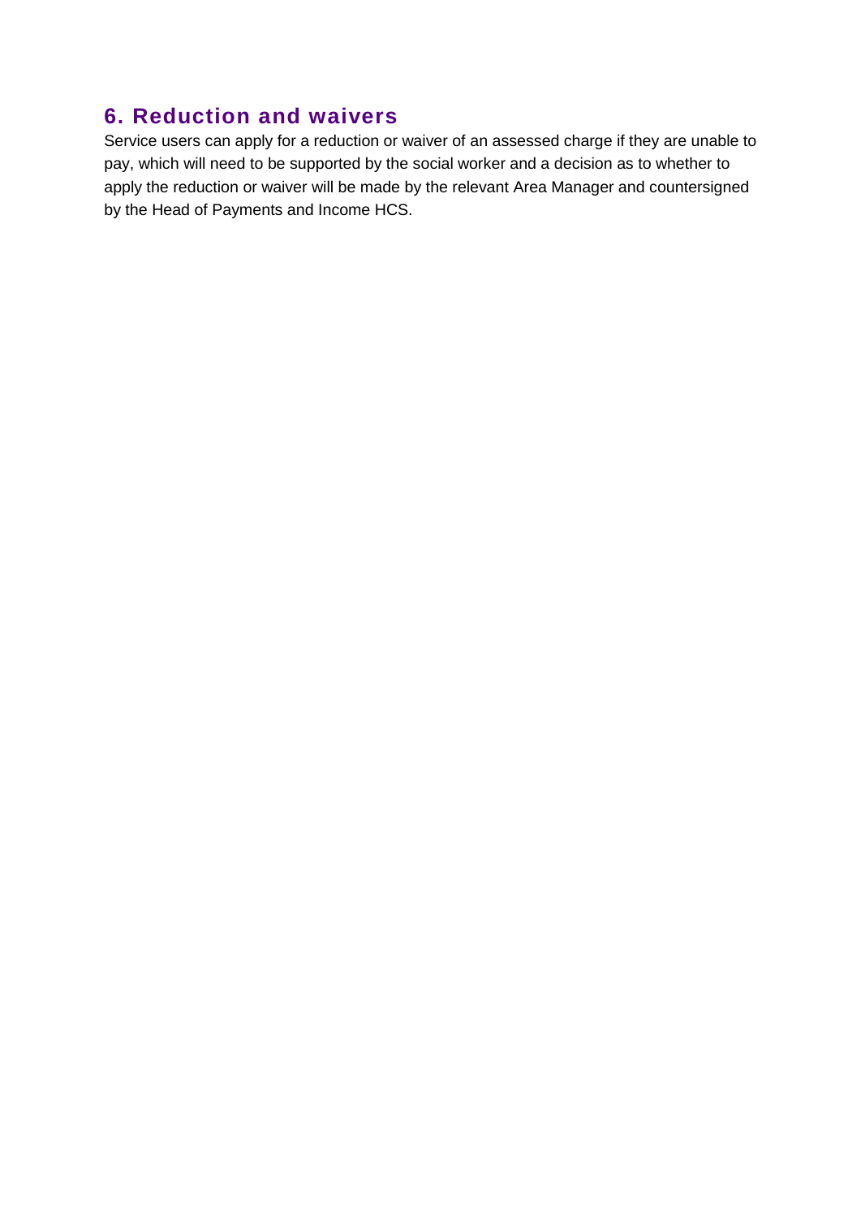## 6. Reduction and waivers

Service users can apply for a reduction or waiver of an assessed charge if they are unable to pay, which will need to be supported by the social worker and a decision as to whether to apply the reduction or waiver will be made by the relevant Area Manager and countersigned by the Head of Payments and Income HCS.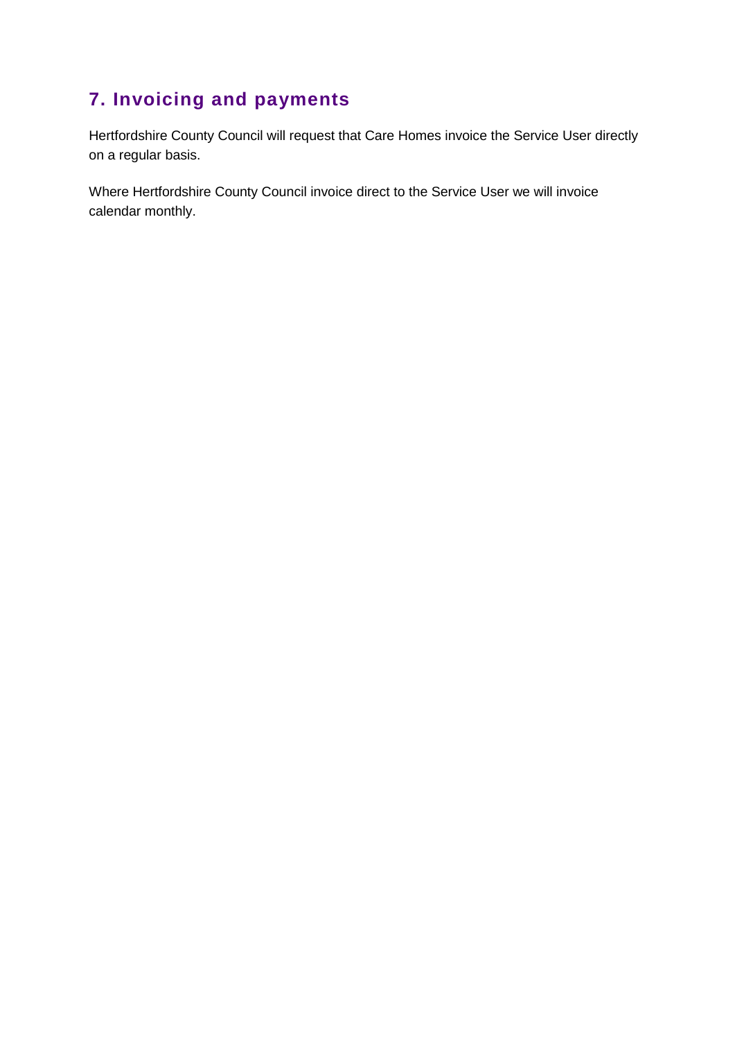## 7. Invoicing and payments

Hertfordshire County Council will request that Care Homes invoice the Service User directly on a regular basis.

Where Hertfordshire County Council invoice direct to the Service User we will invoice calendar monthly.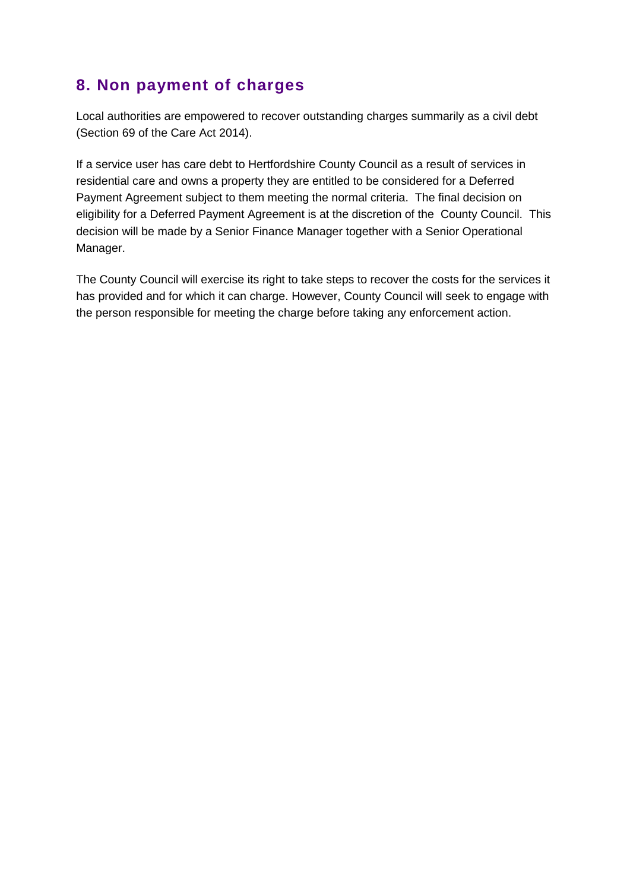## 8. Non payment of charges

Local authorities are empowered to recover outstanding charges summarily as a civil debt (Section 69 of the Care Act 2014).

If a service user has care debt to Hertfordshire County Council as a result of services in residential care and owns a property they are entitled to be considered for a Deferred Payment Agreement subject to them meeting the normal criteria. The final decision on eligibility for a Deferred Payment Agreement is at the discretion of the County Council. This decision will be made by a Senior Finance Manager together with a Senior Operational Manager.

The County Council will exercise its right to take steps to recover the costs for the services it has provided and for which it can charge. However, County Council will seek to engage with the person responsible for meeting the charge before taking any enforcement action.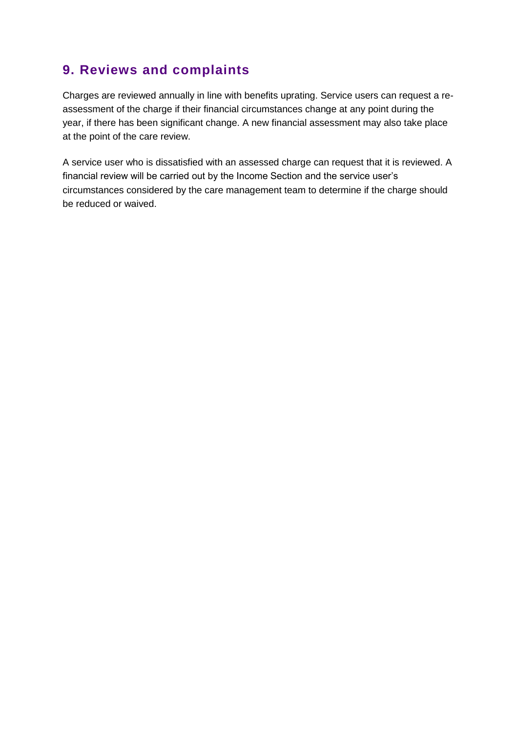## 9. Reviews and complaints

Charges are reviewed annually in line with benefits uprating. Service users can request a re-assessment of the charge if their financial circumstances change at any point during the year, if there has been significant change. A new financial assessment may also take place at the point of the care review.

A service user who is dissatisfied with an assessed charge can request that it is reviewed. A financial review will be carried out by the Income Section and the service user's circumstances considered by the care management team to determine if the charge should be reduced or waived.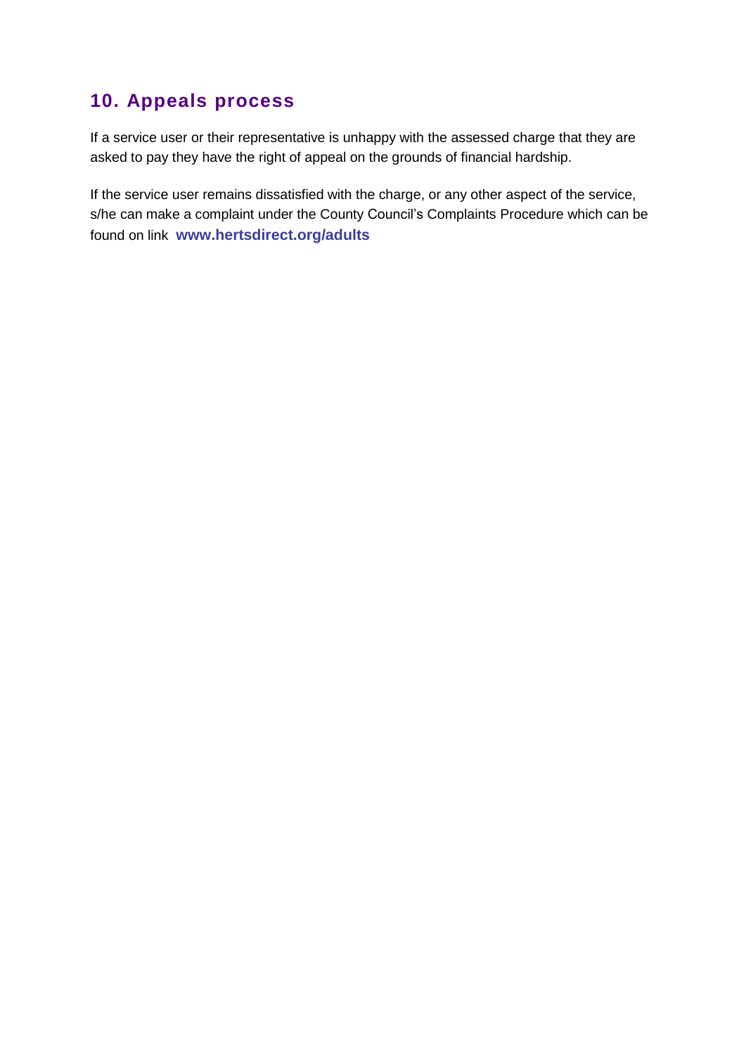## 10. Appeals process

If a service user or their representative is unhappy with the assessed charge that they are asked to pay they have the right of appeal on the grounds of financial hardship.

If the service user remains dissatisfied with the charge, or any other aspect of the service, s/he can make a complaint under the County Council's Complaints Procedure which can be found on link **www.hertsdirect.org/adults**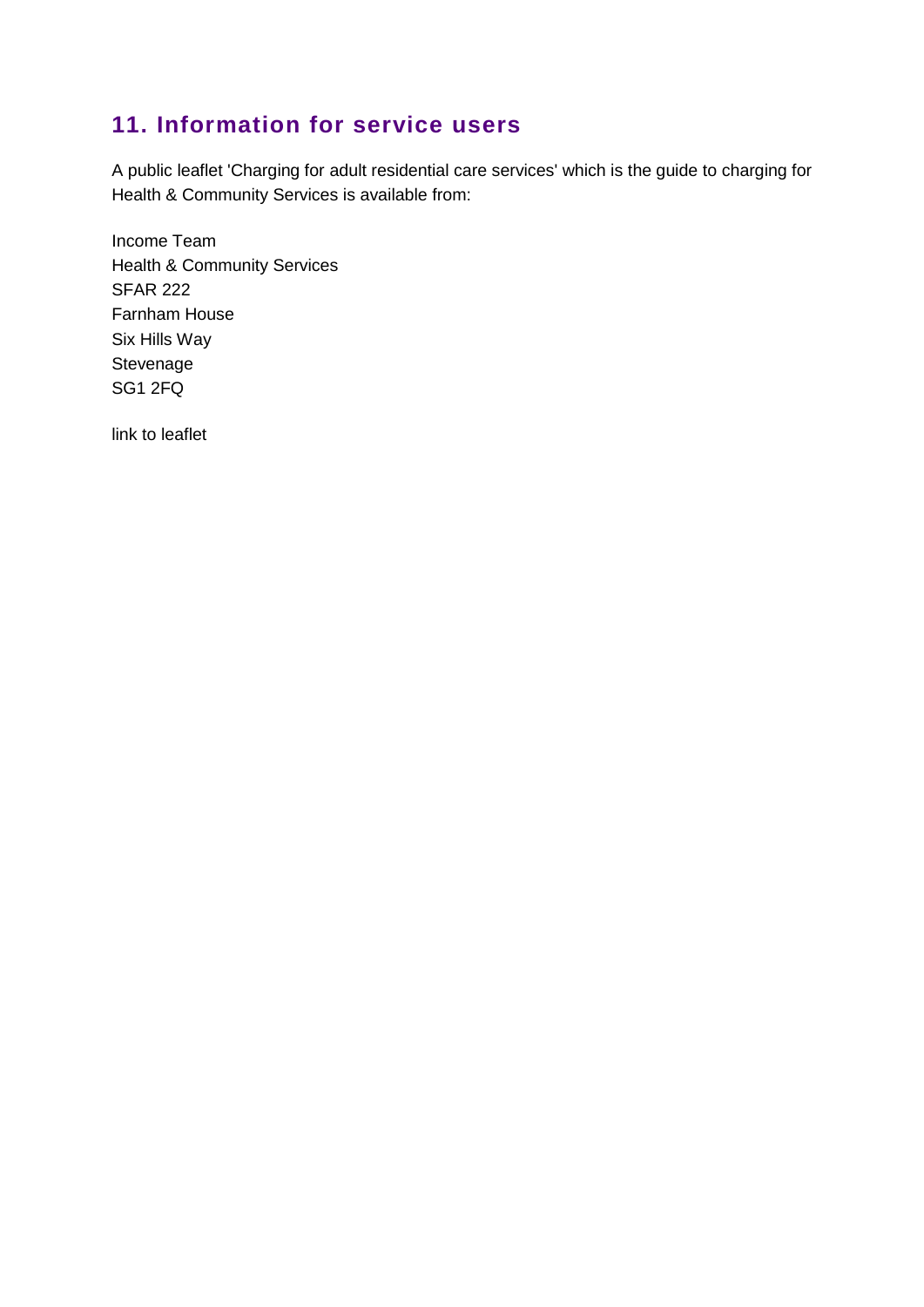## 11. Information for service users

A public leaflet 'Charging for adult residential care services' which is the guide to charging for Health & Community Services is available from:

Income Team  
Health & Community Services  
SFAR 222  
Farnham House  
Six Hills Way  
Stevenage  
SG1 2FQ

link to leaflet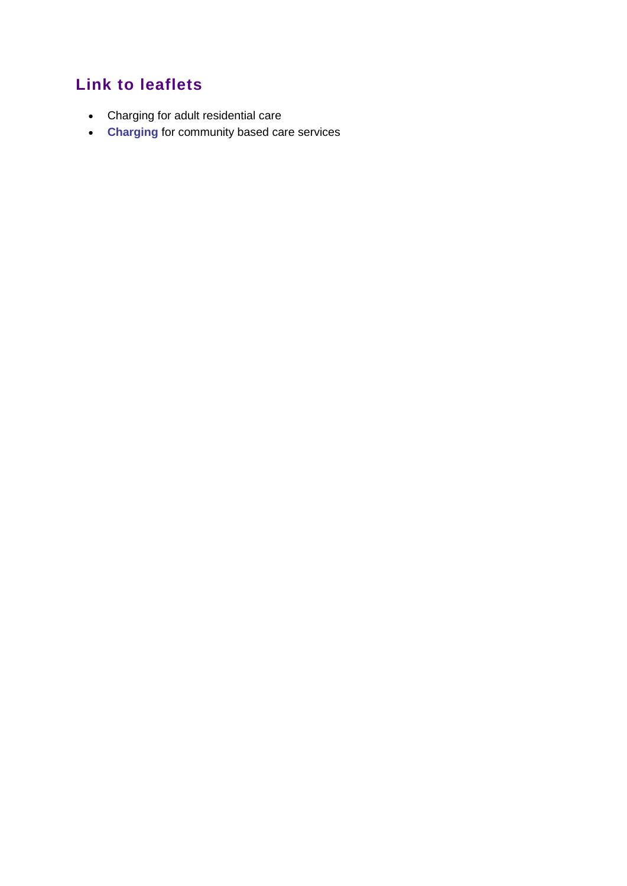## Link to leaflets

- Charging for adult residential care
- **Charging** for community based care services